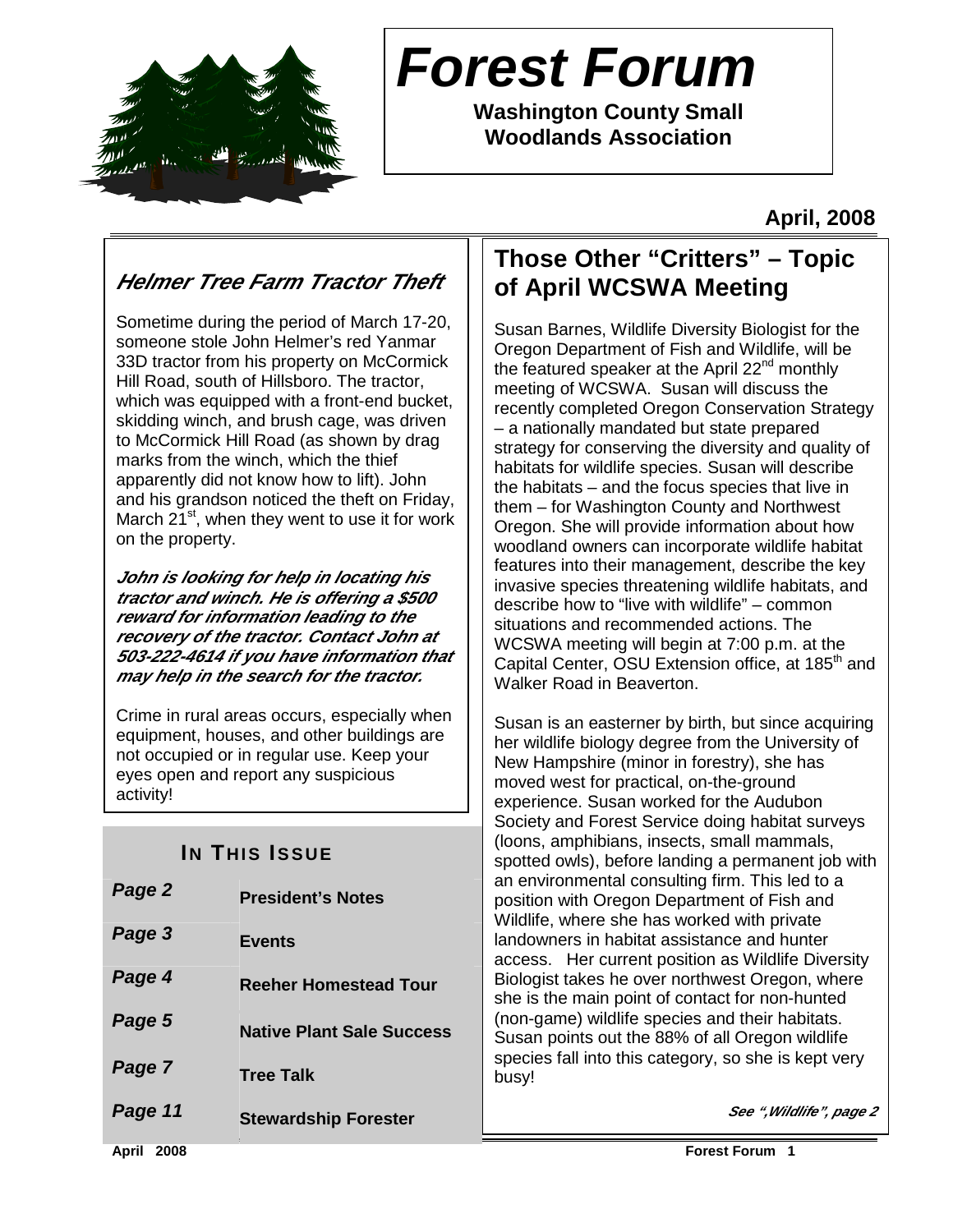# Forest Forum

**Washington County Small Woodlands Association**

**April, 2008**

## *Helmer Tree Farm Tractor Theft*

Sometime during the period of March 17-20, someone stole John Helmer's red Yanmar 33D tractor from his property on McCormick Hill Road, south of Hillsboro. The tractor, which was equipped with a front-end bucket, skidding winch, and brush cage, was driven to McCormick Hill Road (as shown by drag marks from the winch, which the thief apparently did not know how to lift). John and his grandson noticed the theft on Friday, March 21st, when they went to use it for work on the property.

***John is looking for help in locating his tractor and winch. He is offering a $500 reward for information leading to the recovery of the tractor. Contact John at 503-222-4614 if you have information that may help in the search for the tractor.***

Crime in rural areas occurs, especially when equipment, houses, and other buildings are not occupied or in regular use. Keep your eyes open and report any suspicious activity!

### In This Issue

| | |
|---|---|
| *Page 2* | **President's Notes** |
| *Page 3* | **Events** |
| *Page 4* | **Reeher Homestead Tour** |
| *Page 5* | **Native Plant Sale Success** |
| *Page 7* | **Tree Talk** |
| *Page 11* | **Stewardship Forester** |

## Those Other "Critters" – Topic of April WCSWA Meeting

Susan Barnes, Wildlife Diversity Biologist for the Oregon Department of Fish and Wildlife, will be the featured speaker at the April 22nd monthly meeting of WCSWA. Susan will discuss the recently completed Oregon Conservation Strategy – a nationally mandated but state prepared strategy for conserving the diversity and quality of habitats for wildlife species. Susan will describe the habitats – and the focus species that live in them – for Washington County and Northwest Oregon. She will provide information about how woodland owners can incorporate wildlife habitat features into their management, describe the key invasive species threatening wildlife habitats, and describe how to "live with wildlife" – common situations and recommended actions. The WCSWA meeting will begin at 7:00 p.m. at the Capital Center, OSU Extension office, at 185th and Walker Road in Beaverton.

Susan is an easterner by birth, but since acquiring her wildlife biology degree from the University of New Hampshire (minor in forestry), she has moved west for practical, on-the-ground experience. Susan worked for the Audubon Society and Forest Service doing habitat surveys (loons, amphibians, insects, small mammals, spotted owls), before landing a permanent job with an environmental consulting firm. This led to a position with Oregon Department of Fish and Wildlife, where she has worked with private landowners in habitat assistance and hunter access. Her current position as Wildlife Diversity Biologist takes he over northwest Oregon, where she is the main point of contact for non-hunted (non-game) wildlife species and their habitats. Susan points out the 88% of all Oregon wildlife species fall into this category, so she is kept very busy!

*See ",Wildlife", page 2*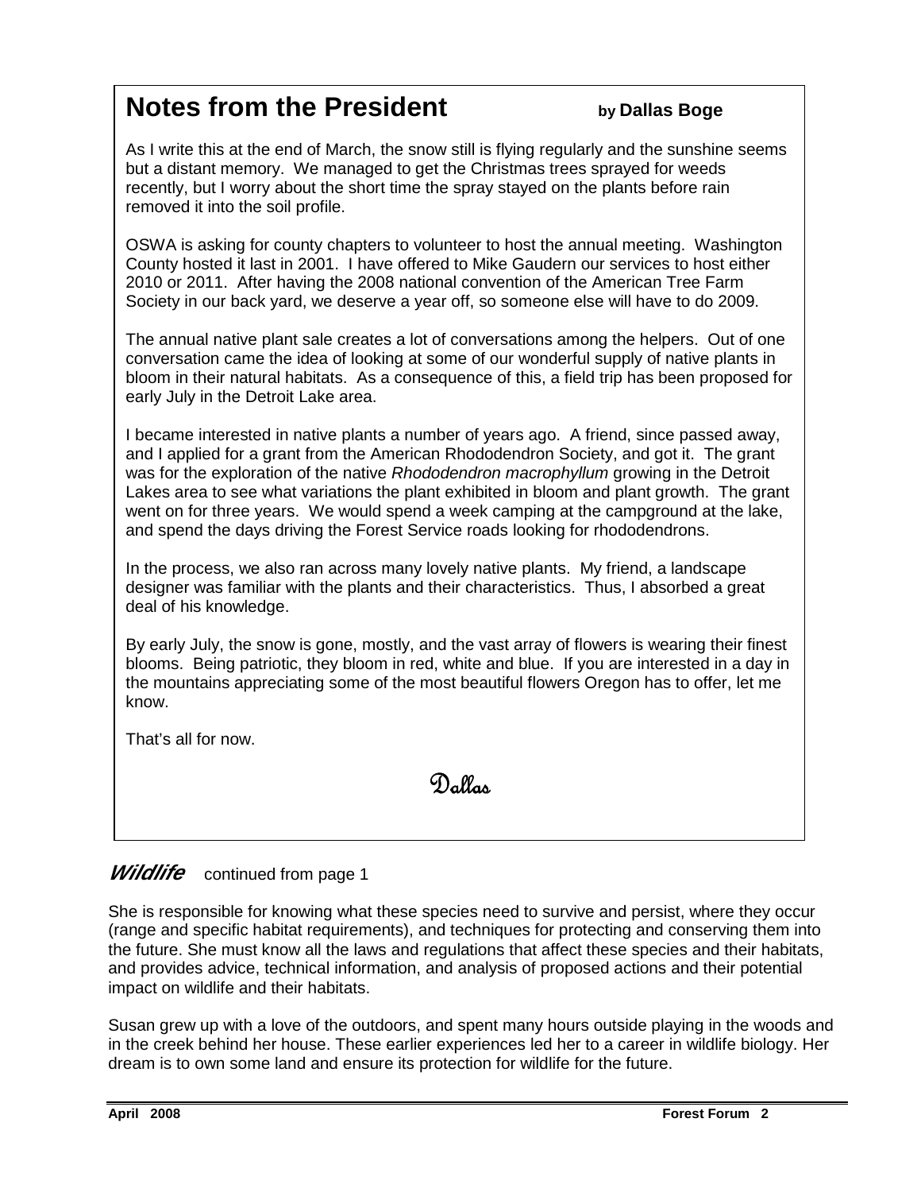## Notes from the President

**by Dallas Boge**

As I write this at the end of March, the snow still is flying regularly and the sunshine seems but a distant memory. We managed to get the Christmas trees sprayed for weeds recently, but I worry about the short time the spray stayed on the plants before rain removed it into the soil profile.

OSWA is asking for county chapters to volunteer to host the annual meeting. Washington County hosted it last in 2001. I have offered to Mike Gaudern our services to host either 2010 or 2011. After having the 2008 national convention of the American Tree Farm Society in our back yard, we deserve a year off, so someone else will have to do 2009.

The annual native plant sale creates a lot of conversations among the helpers. Out of one conversation came the idea of looking at some of our wonderful supply of native plants in bloom in their natural habitats. As a consequence of this, a field trip has been proposed for early July in the Detroit Lake area.

I became interested in native plants a number of years ago. A friend, since passed away, and I applied for a grant from the American Rhododendron Society, and got it. The grant was for the exploration of the native *Rhododendron macrophyllum* growing in the Detroit Lakes area to see what variations the plant exhibited in bloom and plant growth. The grant went on for three years. We would spend a week camping at the campground at the lake, and spend the days driving the Forest Service roads looking for rhododendrons.

In the process, we also ran across many lovely native plants. My friend, a landscape designer was familiar with the plants and their characteristics. Thus, I absorbed a great deal of his knowledge.

By early July, the snow is gone, mostly, and the vast array of flowers is wearing their finest blooms. Being patriotic, they bloom in red, white and blue. If you are interested in a day in the mountains appreciating some of the most beautiful flowers Oregon has to offer, let me know.

That's all for now.

Dallas

## *Wildlife* continued from page 1

She is responsible for knowing what these species need to survive and persist, where they occur (range and specific habitat requirements), and techniques for protecting and conserving them into the future. She must know all the laws and regulations that affect these species and their habitats, and provides advice, technical information, and analysis of proposed actions and their potential impact on wildlife and their habitats.

Susan grew up with a love of the outdoors, and spent many hours outside playing in the woods and in the creek behind her house. These earlier experiences led her to a career in wildlife biology. Her dream is to own some land and ensure its protection for wildlife for the future.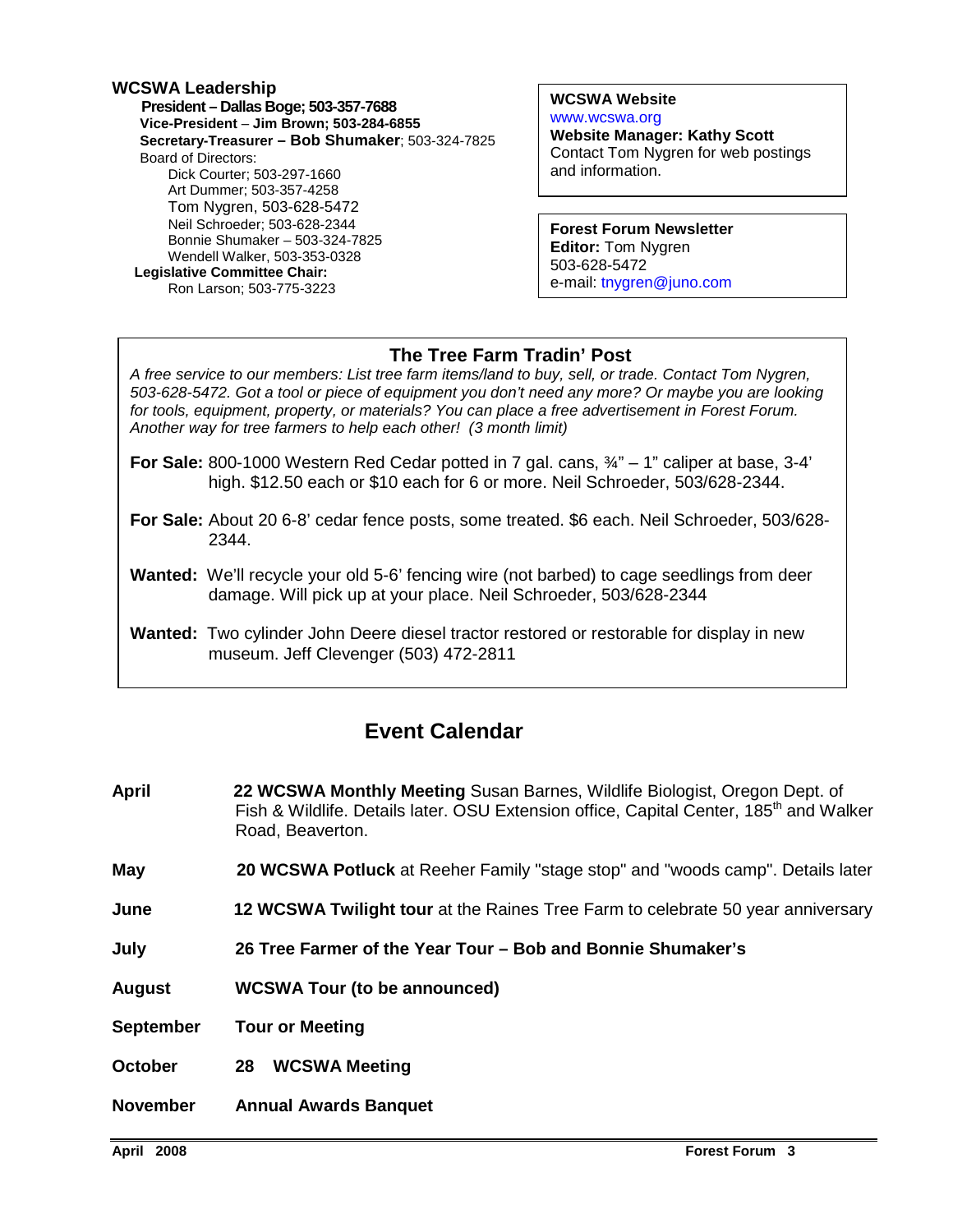## WCSWA Leadership

**President – Dallas Boge; 503-357-7688**
**Vice-President – Jim Brown; 503-284-6855**
**Secretary-Treasurer – Bob Shumaker**; 503-324-7825
Board of Directors:
- Dick Courter; 503-297-1660
- Art Dummer; 503-357-4258
- Tom Nygren, 503-628-5472
- Neil Schroeder; 503-628-2344
- Bonnie Shumaker – 503-324-7825
- Wendell Walker, 503-353-0328

**Legislative Committee Chair:**
Ron Larson; 503-775-3223

**WCSWA Website**
www.wcswa.org
**Website Manager: Kathy Scott**
Contact Tom Nygren for web postings and information.

**Forest Forum Newsletter**
**Editor:** Tom Nygren
503-628-5472
e-mail: tnygren@juno.com

## The Tree Farm Tradin' Post

*A free service to our members: List tree farm items/land to buy, sell, or trade. Contact Tom Nygren, 503-628-5472. Got a tool or piece of equipment you don't need any more? Or maybe you are looking for tools, equipment, property, or materials? You can place a free advertisement in Forest Forum. Another way for tree farmers to help each other! (3 month limit)*

**For Sale:** 800-1000 Western Red Cedar potted in 7 gal. cans, ¾" – 1" caliper at base, 3-4' high. $12.50 each or $10 each for 6 or more. Neil Schroeder, 503/628-2344.

**For Sale:** About 20 6-8' cedar fence posts, some treated. $6 each. Neil Schroeder, 503/628-2344.

**Wanted:** We'll recycle your old 5-6' fencing wire (not barbed) to cage seedlings from deer damage. Will pick up at your place. Neil Schroeder, 503/628-2344

**Wanted:** Two cylinder John Deere diesel tractor restored or restorable for display in new museum. Jeff Clevenger (503) 472-2811

## Event Calendar

**April** — **22 WCSWA Monthly Meeting** Susan Barnes, Wildlife Biologist, Oregon Dept. of Fish & Wildlife. Details later. OSU Extension office, Capital Center, 185th and Walker Road, Beaverton.

**May** — **20 WCSWA Potluck** at Reeher Family "stage stop" and "woods camp". Details later

**June** — **12 WCSWA Twilight tour** at the Raines Tree Farm to celebrate 50 year anniversary

**July** — **26 Tree Farmer of the Year Tour – Bob and Bonnie Shumaker's**

**August** — **WCSWA Tour (to be announced)**

**September** — **Tour or Meeting**

**October** — **28 WCSWA Meeting**

**November** — **Annual Awards Banquet**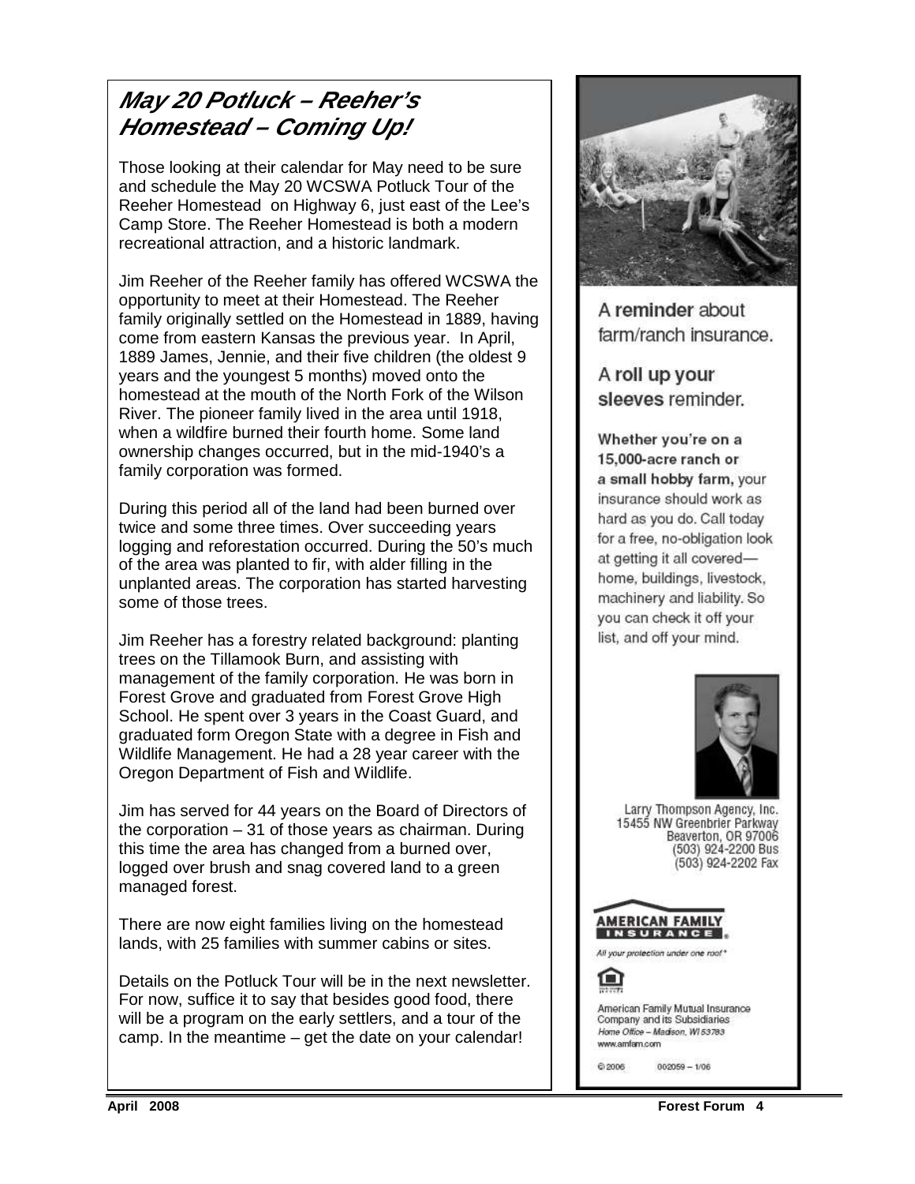## *May 20 Potluck – Reeher's Homestead – Coming Up!*

Those looking at their calendar for May need to be sure and schedule the May 20 WCSWA Potluck Tour of the Reeher Homestead on Highway 6, just east of the Lee's Camp Store. The Reeher Homestead is both a modern recreational attraction, and a historic landmark.

Jim Reeher of the Reeher family has offered WCSWA the opportunity to meet at their Homestead. The Reeher family originally settled on the Homestead in 1889, having come from eastern Kansas the previous year. In April, 1889 James, Jennie, and their five children (the oldest 9 years and the youngest 5 months) moved onto the homestead at the mouth of the North Fork of the Wilson River. The pioneer family lived in the area until 1918, when a wildfire burned their fourth home. Some land ownership changes occurred, but in the mid-1940's a family corporation was formed.

During this period all of the land had been burned over twice and some three times. Over succeeding years logging and reforestation occurred. During the 50's much of the area was planted to fir, with alder filling in the unplanted areas. The corporation has started harvesting some of those trees.

Jim Reeher has a forestry related background: planting trees on the Tillamook Burn, and assisting with management of the family corporation. He was born in Forest Grove and graduated from Forest Grove High School. He spent over 3 years in the Coast Guard, and graduated form Oregon State with a degree in Fish and Wildlife Management. He had a 28 year career with the Oregon Department of Fish and Wildlife.

Jim has served for 44 years on the Board of Directors of the corporation – 31 of those years as chairman. During this time the area has changed from a burned over, logged over brush and snag covered land to a green managed forest.

There are now eight families living on the homestead lands, with 25 families with summer cabins or sites.

Details on the Potluck Tour will be in the next newsletter. For now, suffice it to say that besides good food, there will be a program on the early settlers, and a tour of the camp. In the meantime – get the date on your calendar!

---

A **reminder** about farm/ranch insurance.

A **roll up your sleeves** reminder.

**Whether you're on a 15,000-acre ranch or a small hobby farm,** your insurance should work as hard as you do. Call today for a free, no-obligation look at getting it all covered—home, buildings, livestock, machinery and liability. So you can check it off your list, and off your mind.

Larry Thompson Agency, Inc.
15455 NW Greenbrier Parkway
Beaverton, OR 97006
(503) 924-2200 Bus
(503) 924-2202 Fax

**AMERICAN FAMILY INSURANCE**

*All your protection under one roof®*

American Family Mutual Insurance Company and its Subsidiaries
*Home Office – Madison, WI 53783*
www.amfam.com

© 2006 002059 – 1/06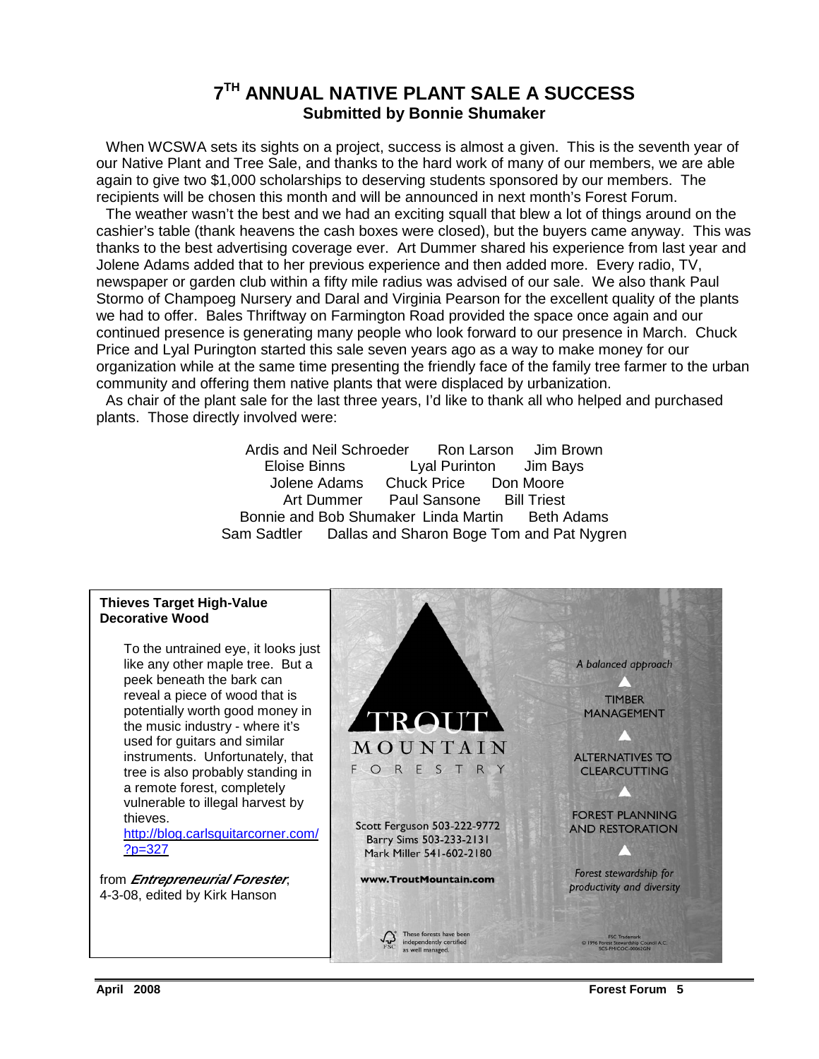# 7TH ANNUAL NATIVE PLANT SALE A SUCCESS

**Submitted by Bonnie Shumaker**

When WCSWA sets its sights on a project, success is almost a given. This is the seventh year of our Native Plant and Tree Sale, and thanks to the hard work of many of our members, we are able again to give two $1,000 scholarships to deserving students sponsored by our members. The recipients will be chosen this month and will be announced in next month's Forest Forum.

The weather wasn't the best and we had an exciting squall that blew a lot of things around on the cashier's table (thank heavens the cash boxes were closed), but the buyers came anyway. This was thanks to the best advertising coverage ever. Art Dummer shared his experience from last year and Jolene Adams added that to her previous experience and then added more. Every radio, TV, newspaper or garden club within a fifty mile radius was advised of our sale. We also thank Paul Stormo of Champoeg Nursery and Daral and Virginia Pearson for the excellent quality of the plants we had to offer. Bales Thriftway on Farmington Road provided the space once again and our continued presence is generating many people who look forward to our presence in March. Chuck Price and Lyal Purington started this sale seven years ago as a way to make money for our organization while at the same time presenting the friendly face of the family tree farmer to the urban community and offering them native plants that were displaced by urbanization.

As chair of the plant sale for the last three years, I'd like to thank all who helped and purchased plants. Those directly involved were:

Ardis and Neil Schroeder — Ron Larson — Jim Brown
Eloise Binns — Lyal Purinton — Jim Bays
Jolene Adams — Chuck Price — Don Moore
Art Dummer — Paul Sansone — Bill Triest
Bonnie and Bob Shumaker — Linda Martin — Beth Adams
Sam Sadtler — Dallas and Sharon Boge — Tom and Pat Nygren

**Thieves Target High-Value Decorative Wood**

To the untrained eye, it looks just like any other maple tree. But a peek beneath the bark can reveal a piece of wood that is potentially worth good money in the music industry - where it's used for guitars and similar instruments. Unfortunately, that tree is also probably standing in a remote forest, completely vulnerable to illegal harvest by thieves.
http://blog.carlsguitarcorner.com/?p=327

from ***Entrepreneurial Forester***, 4-3-08, edited by Kirk Hanson

TROUT MOUNTAIN FORESTRY

Scott Ferguson 503-222-9772
Barry Sims 503-233-2131
Mark Miller 541-602-2180

www.TroutMountain.com

*A balanced approach*

TIMBER MANAGEMENT

ALTERNATIVES TO CLEARCUTTING

FOREST PLANNING AND RESTORATION

*Forest stewardship for productivity and diversity*

These forests have been independently certified as well managed.

FSC Trademark © 1996 Forest Stewardship Council A.C. SCS-FM/COC-00062GN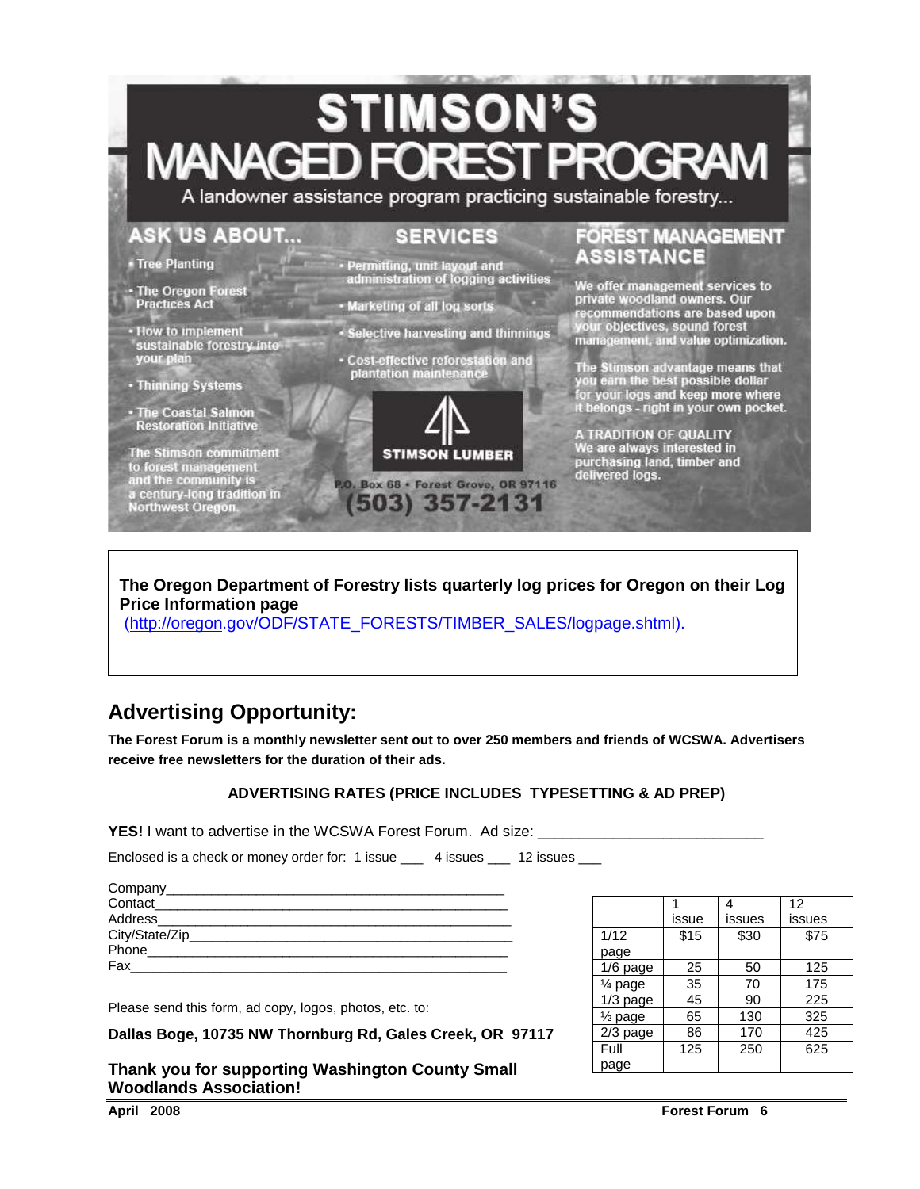# STIMSON'S MANAGED FOREST PROGRAM

A landowner assistance program practicing sustainable forestry...

## ASK US ABOUT...

- Tree Planting
- The Oregon Forest Practices Act
- How to implement sustainable forestry into your plan
- Thinning Systems
- The Coastal Salmon Restoration Initiative

The Stimson commitment to forest management and the community is a century-long tradition in Northwest Oregon.

## SERVICES

- Permitting, unit layout and administration of logging activities
- Marketing of all log sorts
- Selective harvesting and thinnings
- Cost-effective reforestation and plantation maintenance

STIMSON LUMBER

P.O. Box 68 • Forest Grove, OR 97116

(503) 357-2131

## FOREST MANAGEMENT ASSISTANCE

We offer management services to private woodland owners. Our recommendations are based upon your objectives, sound forest management, and value optimization.

The Stimson advantage means that you earn the best possible dollar for your logs and keep more where it belongs - right in your own pocket.

A TRADITION OF QUALITY
We are always interested in purchasing land, timber and delivered logs.

---

**The Oregon Department of Forestry lists quarterly log prices for Oregon on their Log Price Information page**
(http://oregon.gov/ODF/STATE_FORESTS/TIMBER_SALES/logpage.shtml).

## Advertising Opportunity:

**The Forest Forum is a monthly newsletter sent out to over 250 members and friends of WCSWA. Advertisers receive free newsletters for the duration of their ads.**

**ADVERTISING RATES (PRICE INCLUDES TYPESETTING & AD PREP)**

**YES!** I want to advertise in the WCSWA Forest Forum. Ad size: ___________________________

Enclosed is a check or money order for: 1 issue ___ 4 issues ___ 12 issues ___

Company_____________________________________________
Contact______________________________________________
Address______________________________________________
City/State/Zip_________________________________________
Phone_______________________________________________
Fax_________________________________________________

| | 1 issue | 4 issues | 12 issues |
|---|---|---|---|
| 1/12 page | $15 | $30 | $75 |
| 1/6 page | 25 | 50 | 125 |
| ¼ page | 35 | 70 | 175 |
| 1/3 page | 45 | 90 | 225 |
| ½ page | 65 | 130 | 325 |
| 2/3 page | 86 | 170 | 425 |
| Full page | 125 | 250 | 625 |

Please send this form, ad copy, logos, photos, etc. to:

**Dallas Boge, 10735 NW Thornburg Rd, Gales Creek, OR 97117**

**Thank you for supporting Washington County Small Woodlands Association!**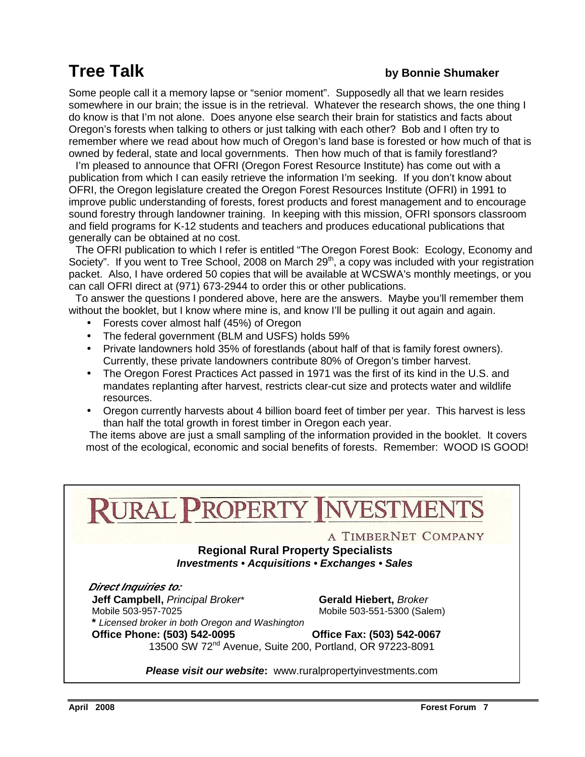# Tree Talk

**by Bonnie Shumaker**

Some people call it a memory lapse or "senior moment". Supposedly all that we learn resides somewhere in our brain; the issue is in the retrieval. Whatever the research shows, the one thing I do know is that I'm not alone. Does anyone else search their brain for statistics and facts about Oregon's forests when talking to others or just talking with each other? Bob and I often try to remember where we read about how much of Oregon's land base is forested or how much of that is owned by federal, state and local governments. Then how much of that is family forestland?

I'm pleased to announce that OFRI (Oregon Forest Resource Institute) has come out with a publication from which I can easily retrieve the information I'm seeking. If you don't know about OFRI, the Oregon legislature created the Oregon Forest Resources Institute (OFRI) in 1991 to improve public understanding of forests, forest products and forest management and to encourage sound forestry through landowner training. In keeping with this mission, OFRI sponsors classroom and field programs for K-12 students and teachers and produces educational publications that generally can be obtained at no cost.

The OFRI publication to which I refer is entitled "The Oregon Forest Book: Ecology, Economy and Society". If you went to Tree School, 2008 on March 29th, a copy was included with your registration packet. Also, I have ordered 50 copies that will be available at WCSWA's monthly meetings, or you can call OFRI direct at (971) 673-2944 to order this or other publications.

To answer the questions I pondered above, here are the answers. Maybe you'll remember them without the booklet, but I know where mine is, and know I'll be pulling it out again and again.

- Forests cover almost half (45%) of Oregon
- The federal government (BLM and USFS) holds 59%
- Private landowners hold 35% of forestlands (about half of that is family forest owners). Currently, these private landowners contribute 80% of Oregon's timber harvest.
- The Oregon Forest Practices Act passed in 1971 was the first of its kind in the U.S. and mandates replanting after harvest, restricts clear-cut size and protects water and wildlife resources.
- Oregon currently harvests about 4 billion board feet of timber per year. This harvest is less than half the total growth in forest timber in Oregon each year.

The items above are just a small sampling of the information provided in the booklet. It covers most of the ecological, economic and social benefits of forests. Remember: WOOD IS GOOD!

---

# RURAL PROPERTY INVESTMENTS

A TIMBERNET COMPANY

**Regional Rural Property Specialists**

***Investments • Acquisitions • Exchanges • Sales***

***Direct Inquiries to:***

**Jeff Campbell,** *Principal Broker\**
Mobile 503-957-7025
**\*** *Licensed broker in both Oregon and Washington*

**Gerald Hiebert,** *Broker*
Mobile 503-551-5300 (Salem)

**Office Phone: (503) 542-0095** **Office Fax: (503) 542-0067**

13500 SW 72nd Avenue, Suite 200, Portland, OR 97223-8091

***Please visit our website*****:** www.ruralpropertyinvestments.com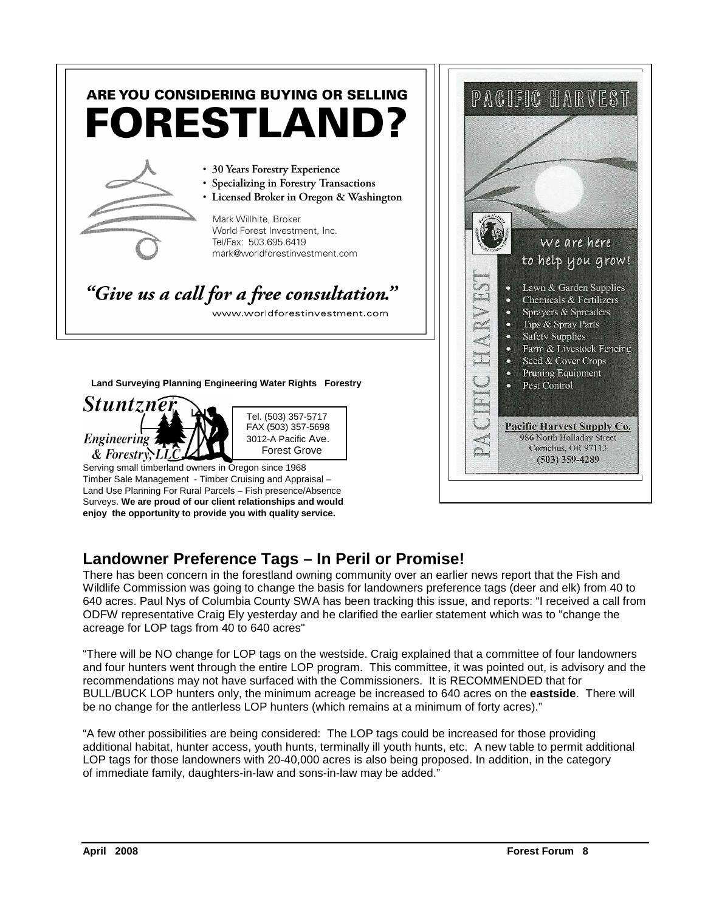## ARE YOU CONSIDERING BUYING OR SELLING FORESTLAND?

- 30 Years Forestry Experience
- Specializing in Forestry Transactions
- Licensed Broker in Oregon & Washington

Mark Willhite, Broker
World Forest Investment, Inc.
Tel/Fax: 503.695.6419
mark@worldforestinvestment.com

*"Give us a call for a free consultation."*

www.worldforestinvestment.com

**Land Surveying Planning Engineering Water Rights Forestry**

*Stuntzner Engineering & Forestry, LLC*

Tel. (503) 357-5717
FAX (503) 357-5698
3012-A Pacific Ave.
Forest Grove

Serving small timberland owners in Oregon since 1968
Timber Sale Management - Timber Cruising and Appraisal – Land Use Planning For Rural Parcels – Fish presence/Absence Surveys. **We are proud of our client relationships and would enjoy the opportunity to provide you with quality service.**

PACIFIC HARVEST

We are here to help you grow!

- Lawn & Garden Supplies
- Chemicals & Fertilizers
- Sprayers & Spreaders
- Tips & Spray Parts
- Safety Supplies
- Farm & Livestock Fencing
- Seed & Cover Crops
- Pruning Equipment
- Pest Control

**Pacific Harvest Supply Co.**
986 North Holladay Street
Cornelius, OR 97113
(503) 359-4289

## Landowner Preference Tags – In Peril or Promise!

There has been concern in the forestland owning community over an earlier news report that the Fish and Wildlife Commission was going to change the basis for landowners preference tags (deer and elk) from 40 to 640 acres. Paul Nys of Columbia County SWA has been tracking this issue, and reports: "I received a call from ODFW representative Craig Ely yesterday and he clarified the earlier statement which was to "change the acreage for LOP tags from 40 to 640 acres"

"There will be NO change for LOP tags on the westside. Craig explained that a committee of four landowners and four hunters went through the entire LOP program. This committee, it was pointed out, is advisory and the recommendations may not have surfaced with the Commissioners. It is RECOMMENDED that for BULL/BUCK LOP hunters only, the minimum acreage be increased to 640 acres on the **eastside**. There will be no change for the antlerless LOP hunters (which remains at a minimum of forty acres)."

"A few other possibilities are being considered: The LOP tags could be increased for those providing additional habitat, hunter access, youth hunts, terminally ill youth hunts, etc. A new table to permit additional LOP tags for those landowners with 20-40,000 acres is also being proposed. In addition, in the category of immediate family, daughters-in-law and sons-in-law may be added."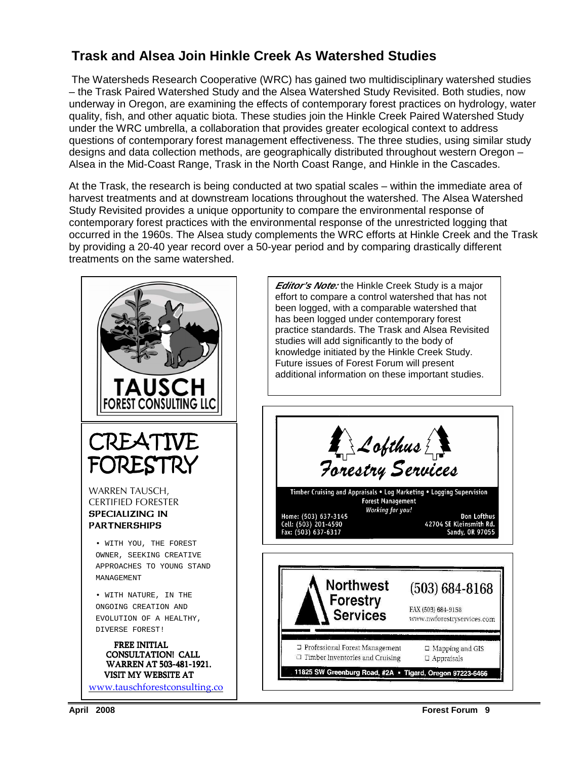## Trask and Alsea Join Hinkle Creek As Watershed Studies

The Watersheds Research Cooperative (WRC) has gained two multidisciplinary watershed studies – the Trask Paired Watershed Study and the Alsea Watershed Study Revisited. Both studies, now underway in Oregon, are examining the effects of contemporary forest practices on hydrology, water quality, fish, and other aquatic biota. These studies join the Hinkle Creek Paired Watershed Study under the WRC umbrella, a collaboration that provides greater ecological context to address questions of contemporary forest management effectiveness. The three studies, using similar study designs and data collection methods, are geographically distributed throughout western Oregon – Alsea in the Mid-Coast Range, Trask in the North Coast Range, and Hinkle in the Cascades.

At the Trask, the research is being conducted at two spatial scales – within the immediate area of harvest treatments and at downstream locations throughout the watershed. The Alsea Watershed Study Revisited provides a unique opportunity to compare the environmental response of contemporary forest practices with the environmental response of the unrestricted logging that occurred in the 1960s. The Alsea study complements the WRC efforts at Hinkle Creek and the Trask by providing a 20-40 year record over a 50-year period and by comparing drastically different treatments on the same watershed.

***Editor's Note:*** the Hinkle Creek Study is a major effort to compare a control watershed that has not been logged, with a comparable watershed that has been logged under contemporary forest practice standards. The Trask and Alsea Revisited studies will add significantly to the body of knowledge initiated by the Hinkle Creek Study. Future issues of Forest Forum will present additional information on these important studies.

---

**TAUSCH FOREST CONSULTING LLC**

# CREATIVE FORESTRY

WARREN TAUSCH, CERTIFIED FORESTER
**SPECIALIZING IN PARTNERSHIPS**

- WITH YOU, THE FOREST OWNER, SEEKING CREATIVE APPROACHES TO YOUNG STAND MANAGEMENT
- WITH NATURE, IN THE ONGOING CREATION AND EVOLUTION OF A HEALTHY, DIVERSE FOREST!

**FREE INITIAL CONSULTATION! CALL WARREN AT 503-481-1921. VISIT MY WEBSITE AT**
www.tauschforestconsulting.co

---

**Lofthus Forestry Services**

Timber Cruising and Appraisals • Log Marketing • Logging Supervision
Forest Management
*Working for you!*

Home: (503) 637-3145
Cell: (503) 201-4590
Fax: (503) 637-6317

Don Lofthus
42704 SE Kleinsmith Rd.
Sandy, OR 97055

---

**Northwest Forestry Services**

(503) 684-8168
FAX (503) 684-9158
www.nwforestryservices.com

- Professional Forest Management
- Timber Inventories and Cruising
- Mapping and GIS
- Appraisals

11825 SW Greenburg Road, #2A • Tigard, Oregon 97223-6466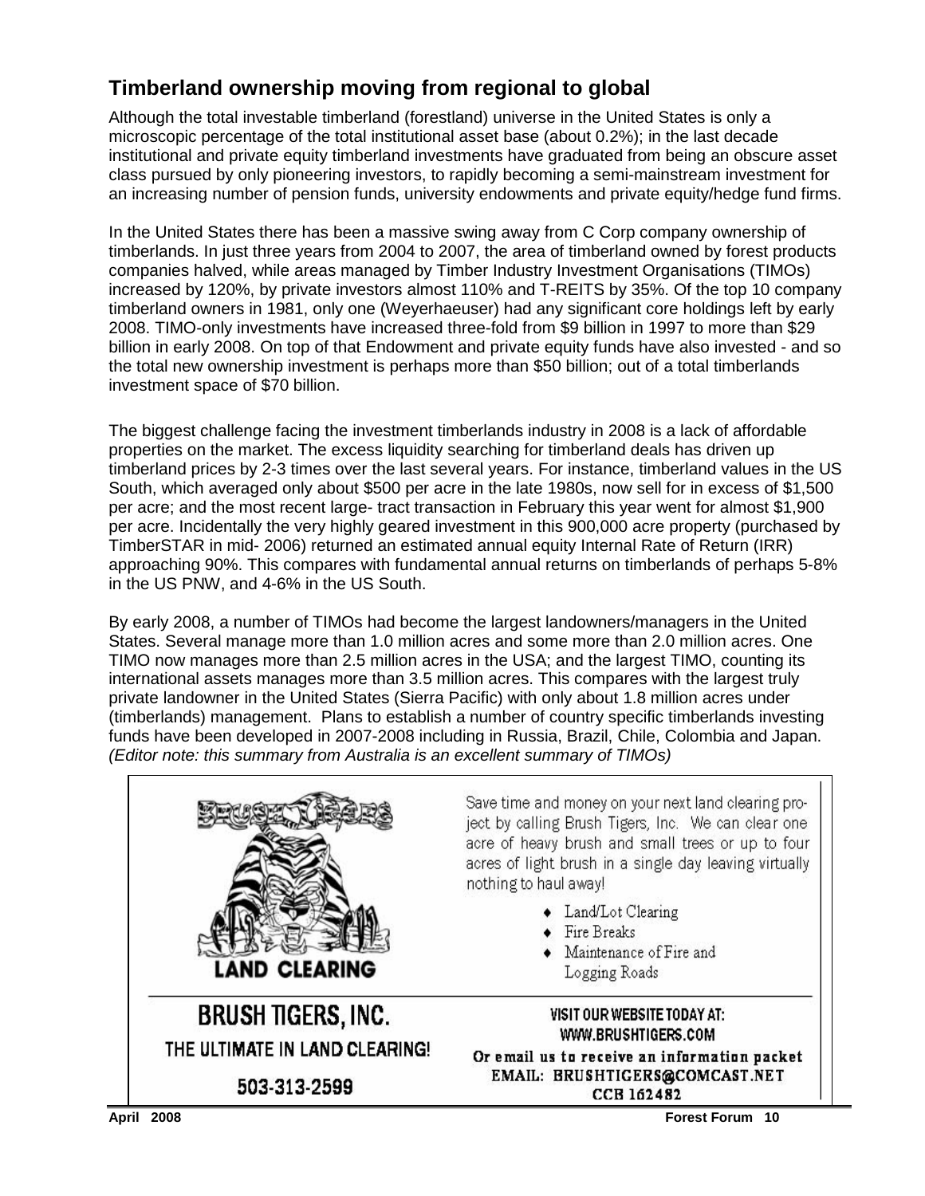## Timberland ownership moving from regional to global

Although the total investable timberland (forestland) universe in the United States is only a microscopic percentage of the total institutional asset base (about 0.2%); in the last decade institutional and private equity timberland investments have graduated from being an obscure asset class pursued by only pioneering investors, to rapidly becoming a semi-mainstream investment for an increasing number of pension funds, university endowments and private equity/hedge fund firms.

In the United States there has been a massive swing away from C Corp company ownership of timberlands. In just three years from 2004 to 2007, the area of timberland owned by forest products companies halved, while areas managed by Timber Industry Investment Organisations (TIMOs) increased by 120%, by private investors almost 110% and T-REITS by 35%. Of the top 10 company timberland owners in 1981, only one (Weyerhaeuser) had any significant core holdings left by early 2008. TIMO-only investments have increased three-fold from $9 billion in 1997 to more than $29 billion in early 2008. On top of that Endowment and private equity funds have also invested - and so the total new ownership investment is perhaps more than $50 billion; out of a total timberlands investment space of $70 billion.

The biggest challenge facing the investment timberlands industry in 2008 is a lack of affordable properties on the market. The excess liquidity searching for timberland deals has driven up timberland prices by 2-3 times over the last several years. For instance, timberland values in the US South, which averaged only about $500 per acre in the late 1980s, now sell for in excess of $1,500 per acre; and the most recent large- tract transaction in February this year went for almost $1,900 per acre. Incidentally the very highly geared investment in this 900,000 acre property (purchased by TimberSTAR in mid- 2006) returned an estimated annual equity Internal Rate of Return (IRR) approaching 90%. This compares with fundamental annual returns on timberlands of perhaps 5-8% in the US PNW, and 4-6% in the US South.

By early 2008, a number of TIMOs had become the largest landowners/managers in the United States. Several manage more than 1.0 million acres and some more than 2.0 million acres. One TIMO now manages more than 2.5 million acres in the USA; and the largest TIMO, counting its international assets manages more than 3.5 million acres. This compares with the largest truly private landowner in the United States (Sierra Pacific) with only about 1.8 million acres under (timberlands) management. Plans to establish a number of country specific timberlands investing funds have been developed in 2007-2008 including in Russia, Brazil, Chile, Colombia and Japan. *(Editor note: this summary from Australia is an excellent summary of TIMOs)*

---

**LAND CLEARING**

Save time and money on your next land clearing project by calling Brush Tigers, Inc. We can clear one acre of heavy brush and small trees or up to four acres of light brush in a single day leaving virtually nothing to haul away!

- Land/Lot Clearing
- Fire Breaks
- Maintenance of Fire and Logging Roads

**BRUSH TIGERS, INC.**

THE ULTIMATE IN LAND CLEARING!

503-313-2599

VISIT OUR WEBSITE TODAY AT: WWW.BRUSHTIGERS.COM

Or email us to receive an information packet

EMAIL: BRUSHTIGERS@COMCAST.NET

CCB 162482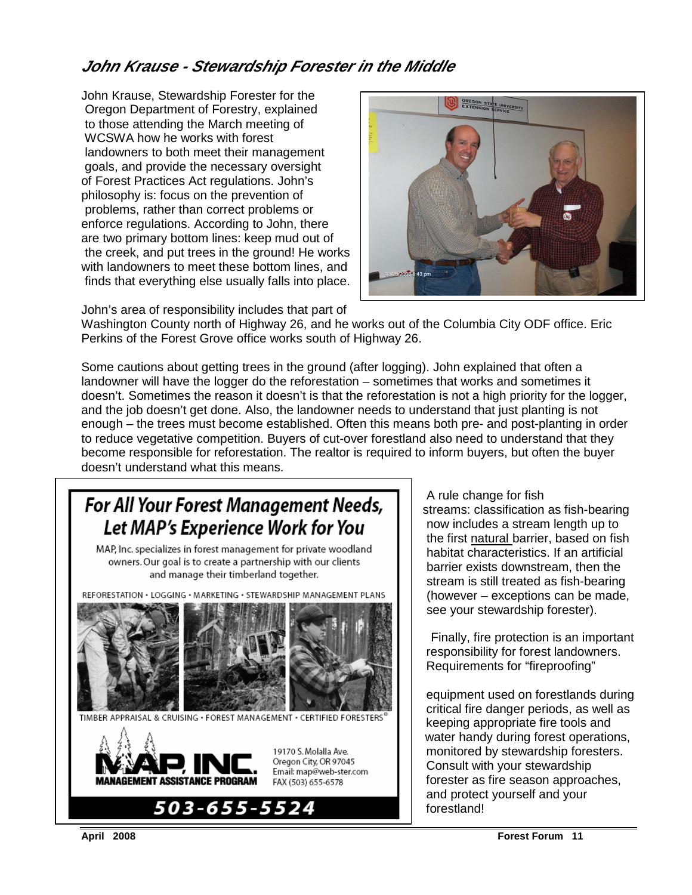## *John Krause - Stewardship Forester in the Middle*

John Krause, Stewardship Forester for the Oregon Department of Forestry, explained to those attending the March meeting of WCSWA how he works with forest landowners to both meet their management goals, and provide the necessary oversight of Forest Practices Act regulations. John's philosophy is: focus on the prevention of problems, rather than correct problems or enforce regulations. According to John, there are two primary bottom lines: keep mud out of the creek, and put trees in the ground! He works with landowners to meet these bottom lines, and finds that everything else usually falls into place.

John's area of responsibility includes that part of Washington County north of Highway 26, and he works out of the Columbia City ODF office. Eric Perkins of the Forest Grove office works south of Highway 26.

Some cautions about getting trees in the ground (after logging). John explained that often a landowner will have the logger do the reforestation – sometimes that works and sometimes it doesn't. Sometimes the reason it doesn't is that the reforestation is not a high priority for the logger, and the job doesn't get done. Also, the landowner needs to understand that just planting is not enough – the trees must become established. Often this means both pre- and post-planting in order to reduce vegetative competition. Buyers of cut-over forestland also need to understand that they become responsible for reforestation. The realtor is required to inform buyers, but often the buyer doesn't understand what this means.

A rule change for fish streams: classification as fish-bearing now includes a stream length up to the first natural barrier, based on fish habitat characteristics. If an artificial barrier exists downstream, then the stream is still treated as fish-bearing (however – exceptions can be made, see your stewardship forester).

Finally, fire protection is an important responsibility for forest landowners. Requirements for "fireproofing" equipment used on forestlands during critical fire danger periods, as well as keeping appropriate fire tools and water handy during forest operations, monitored by stewardship foresters. Consult with your stewardship forester as fire season approaches, and protect yourself and your forestland!

**For All Your Forest Management Needs, Let MAP's Experience Work for You**

MAP, Inc. specializes in forest management for private woodland owners. Our goal is to create a partnership with our clients and manage their timberland together.

REFORESTATION • LOGGING • MARKETING • STEWARDSHIP MANAGEMENT PLANS

TIMBER APPRAISAL & CRUISING • FOREST MANAGEMENT • CERTIFIED FORESTERS®

**MAP, INC.**
MANAGEMENT ASSISTANCE PROGRAM

19170 S. Molalla Ave.
Oregon City, OR 97045
Email: map@web-ster.com
FAX (503) 655-6578

**503-655-5524**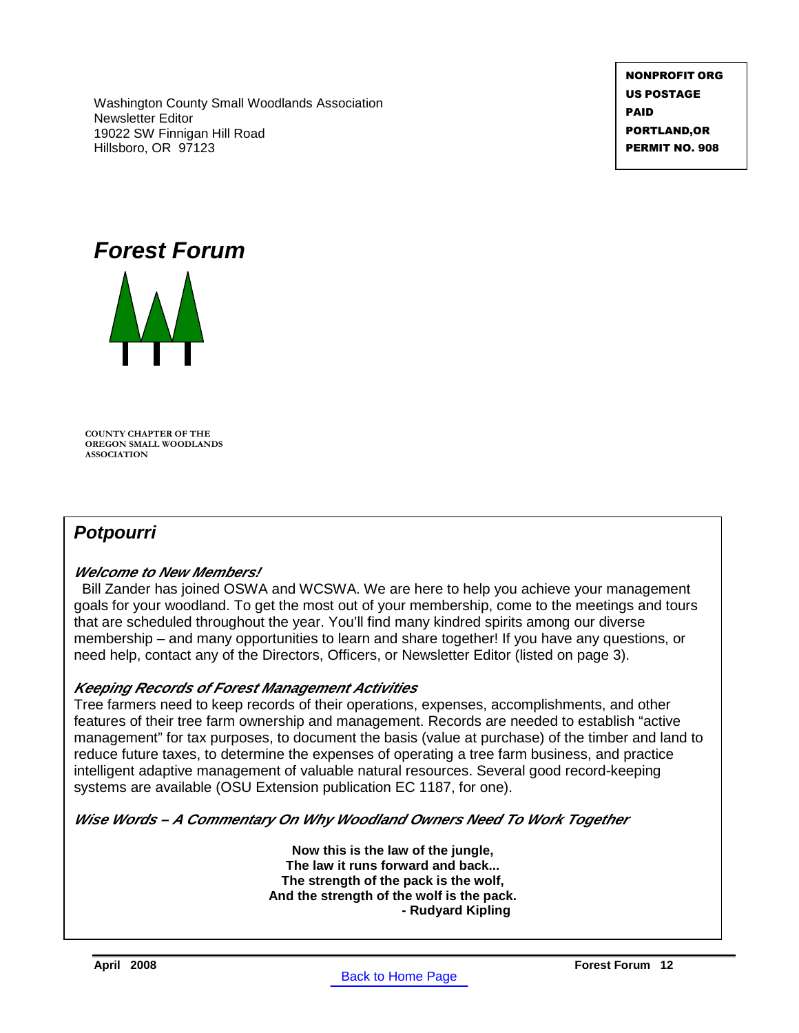Washington County Small Woodlands Association
Newsletter Editor
19022 SW Finnigan Hill Road
Hillsboro, OR 97123

**NONPROFIT ORG**
**US POSTAGE**
**PAID**
**PORTLAND,OR**
**PERMIT NO. 908**

# *Forest Forum*

**COUNTY CHAPTER OF THE OREGON SMALL WOODLANDS ASSOCIATION**

## *Potpourri*

### *Welcome to New Members!*

Bill Zander has joined OSWA and WCSWA. We are here to help you achieve your management goals for your woodland. To get the most out of your membership, come to the meetings and tours that are scheduled throughout the year. You'll find many kindred spirits among our diverse membership – and many opportunities to learn and share together! If you have any questions, or need help, contact any of the Directors, Officers, or Newsletter Editor (listed on page 3).

### *Keeping Records of Forest Management Activities*

Tree farmers need to keep records of their operations, expenses, accomplishments, and other features of their tree farm ownership and management. Records are needed to establish "active management" for tax purposes, to document the basis (value at purchase) of the timber and land to reduce future taxes, to determine the expenses of operating a tree farm business, and practice intelligent adaptive management of valuable natural resources. Several good record-keeping systems are available (OSU Extension publication EC 1187, for one).

### *Wise Words – A Commentary On Why Woodland Owners Need To Work Together*

**Now this is the law of the jungle,**
**The law it runs forward and back...**
**The strength of the pack is the wolf,**
**And the strength of the wolf is the pack.**
**- Rudyard Kipling**

Back to Home Page